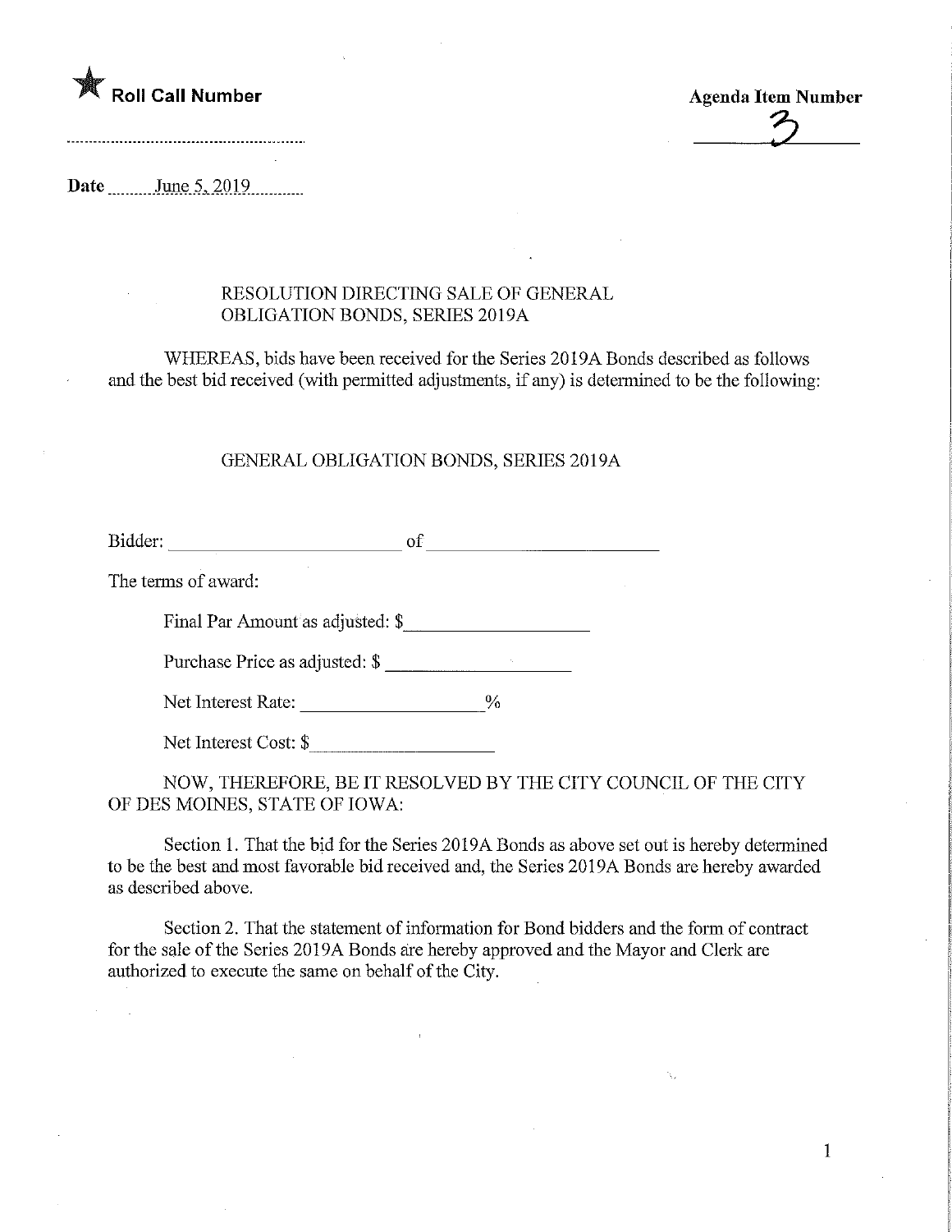★ **Roll Call Number**

..........................................................

**Agenda Item Number**

3

**Date** June 5, 2019

RESOLUTION DIRECTING SALE OF GENERAL OBLIGATION BONDS, SERIES 2019A

WHEREAS, bids have been received for the Series 2019A Bonds described as follows and the best bid received (with permitted adjustments, if any) is determined to be the following:

GENERAL OBLIGATION BONDS, SERIES 2019A

Bidder: ________________________ of ________________________

The terms of award:

Final Par Amount as adjusted: $__________________

Purchase Price as adjusted: $ __________________

Net Interest Rate: __________________%

Net Interest Cost: $__________________

NOW, THEREFORE, BE IT RESOLVED BY THE CITY COUNCIL OF THE CITY OF DES MOINES, STATE OF IOWA:

Section 1. That the bid for the Series 2019A Bonds as above set out is hereby determined to be the best and most favorable bid received and, the Series 2019A Bonds are hereby awarded as described above.

Section 2. That the statement of information for Bond bidders and the form of contract for the sale of the Series 2019A Bonds are hereby approved and the Mayor and Clerk are authorized to execute the same on behalf of the City.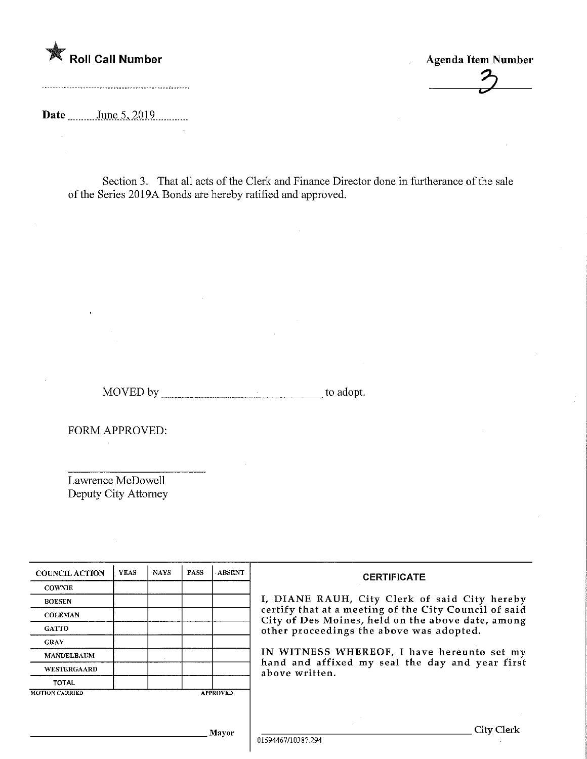★ **Roll Call Number**

**Agenda Item Number**

3

**Date** June 5, 2019

Section 3. That all acts of the Clerk and Finance Director done in furtherance of the sale of the Series 2019A Bonds are hereby ratified and approved.

MOVED by ______________________________ to adopt.

FORM APPROVED:

______________________
Lawrence McDowell
Deputy City Attorney

| COUNCIL ACTION | YEAS | NAYS | PASS | ABSENT |
|---|---|---|---|---|
| COWNIE | | | | |
| BOESEN | | | | |
| COLEMAN | | | | |
| GATTO | | | | |
| GRAY | | | | |
| MANDELBAUM | | | | |
| WESTERGAARD | | | | |
| TOTAL | | | | |

MOTION CARRIED APPROVED

______________________________ Mayor

**CERTIFICATE**

I, DIANE RAUH, City Clerk of said City hereby certify that at a meeting of the City Council of said City of Des Moines, held on the above date, among other proceedings the above was adopted.

IN WITNESS WHEREOF, I have hereunto set my hand and affixed my seal the day and year first above written.

______________________________ City Clerk

01594467/10387.294